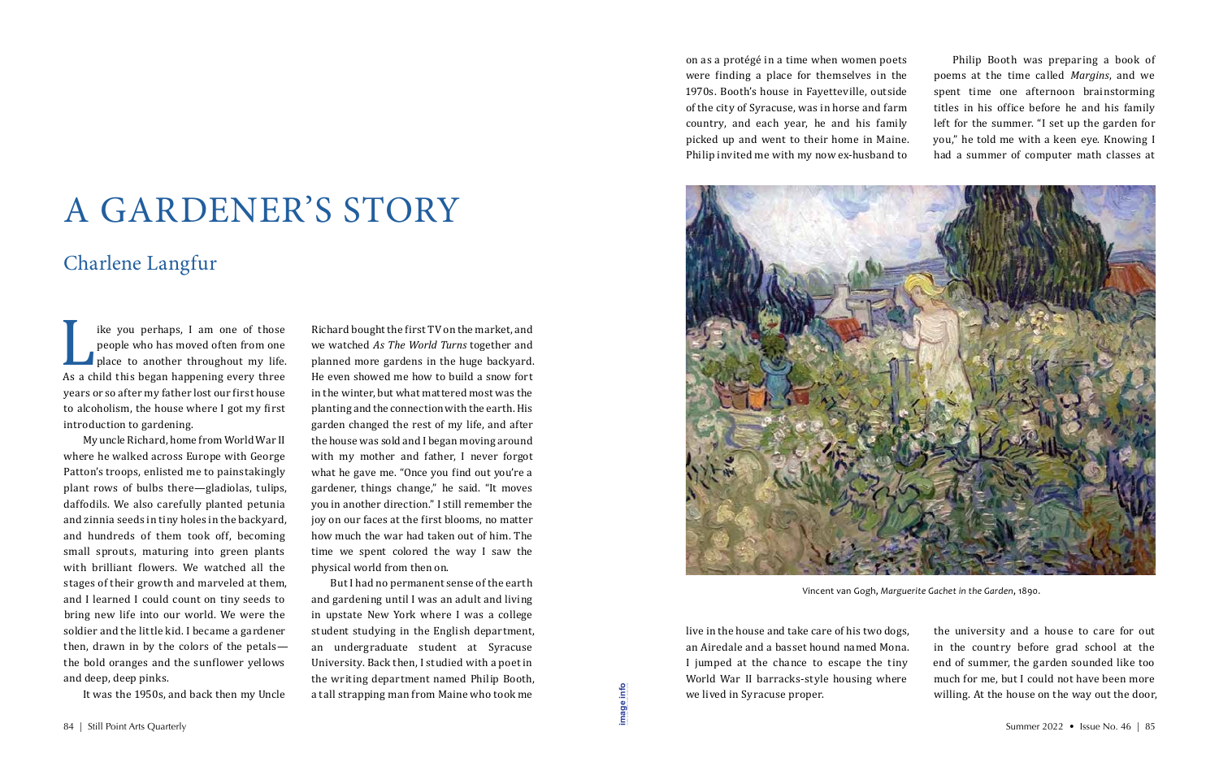# A GARDENER'S STORY

## Charlene Langfur

Like you perhaps, I am one of those people who has moved often from one place to another throughout my life. As a child this began happening every three years or so after my father lost our first house to alcoholism, the house where I got my first introduction to gardening.

My uncle Richard, home from World War II where he walked across Europe with George Patton's troops, enlisted me to painstakingly plant rows of bulbs there—gladiolas, tulips, daffodils. We also carefully planted petunia and zinnia seeds in tiny holes in the backyard, and hundreds of them took off, becoming small sprouts, maturing into green plants with brilliant flowers. We watched all the stages of their growth and marveled at them, and I learned I could count on tiny seeds to bring new life into our world. We were the soldier and the little kid. I became a gardener then, drawn in by the colors of the petals—the bold oranges and the sunflower yellows and deep, deep pinks.

It was the 1950s, and back then my Uncle Richard bought the first TV on the market, and we watched *As The World Turns* together and planned more gardens in the huge backyard. He even showed me how to build a snow fort in the winter, but what mattered most was the planting and the connection with the earth. His garden changed the rest of my life, and after the house was sold and I began moving around with my mother and father, I never forgot what he gave me. "Once you find out you're a gardener, things change," he said. "It moves you in another direction." I still remember the joy on our faces at the first blooms, no matter how much the war had taken out of him. The time we spent colored the way I saw the physical world from then on.

But I had no permanent sense of the earth and gardening until I was an adult and living in upstate New York where I was a college student studying in the English department, an undergraduate student at Syracuse University. Back then, I studied with a poet in the writing department named Philip Booth, a tall strapping man from Maine who took me on as a protégé in a time when women poets were finding a place for themselves in the 1970s. Booth's house in Fayetteville, outside of the city of Syracuse, was in horse and farm country, and each year, he and his family picked up and went to their home in Maine. Philip invited me with my now ex-husband to live in the house and take care of his two dogs, an Airedale and a basset hound named Mona. I jumped at the chance to escape the tiny World War II barracks-style housing where we lived in Syracuse proper.

Philip Booth was preparing a book of poems at the time called *Margins*, and we spent time one afternoon brainstorming titles in his office before he and his family left for the summer. "I set up the garden for you," he told me with a keen eye. Knowing I had a summer of computer math classes at the university and a house to care for out in the country before grad school at the end of summer, the garden sounded like too much for me, but I could not have been more willing. At the house on the way out the door,

Vincent van Gogh, *Marguerite Gachet in the Garden*, 1890.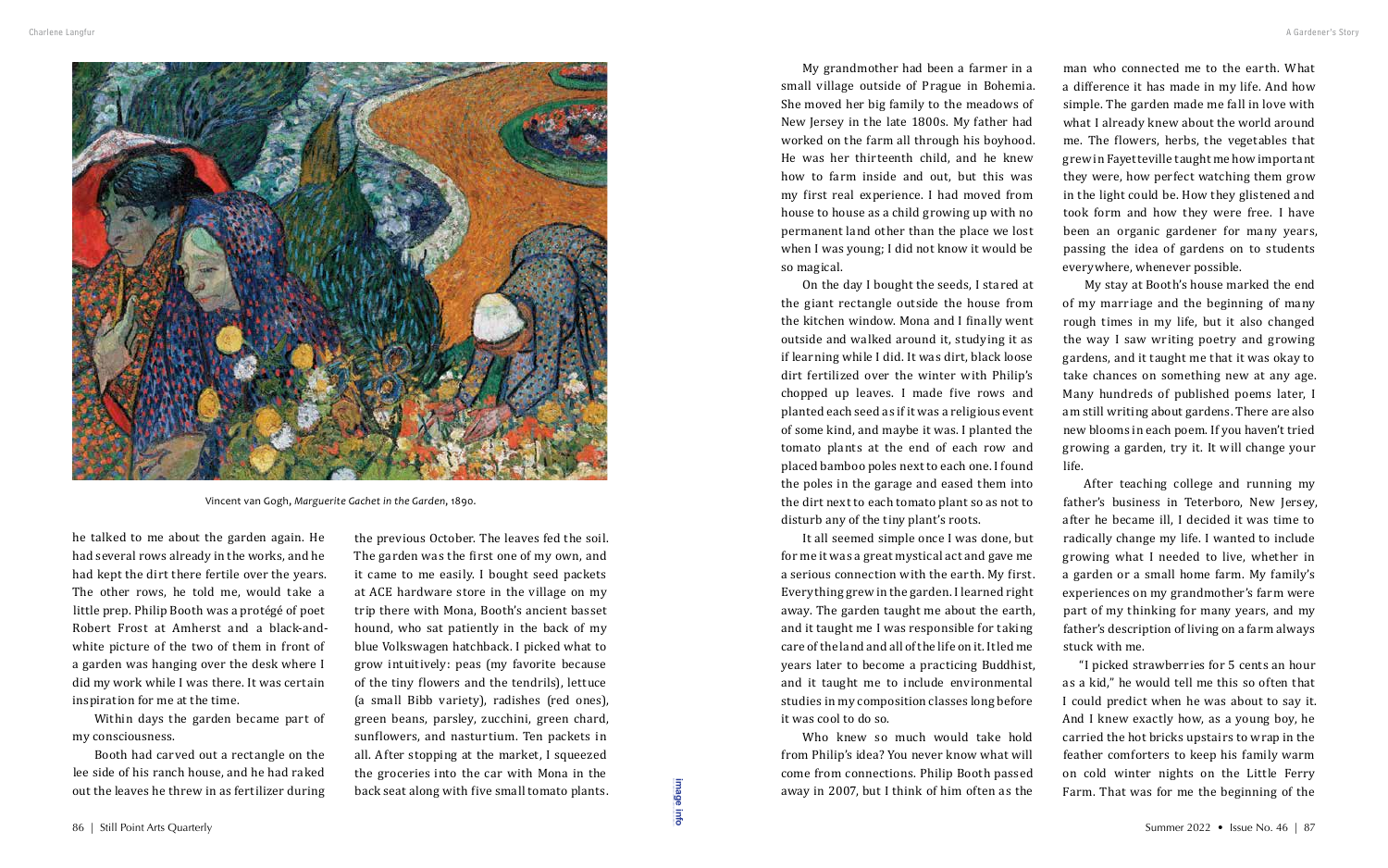Vincent van Gogh, *Marguerite Gachet in the Garden*, 1890.

he talked to me about the garden again. He had several rows already in the works, and he had kept the dirt there fertile over the years. The other rows, he told me, would take a little prep. Philip Booth was a protégé of poet Robert Frost at Amherst and a black-and-white picture of the two of them in front of a garden was hanging over the desk where I did my work while I was there. It was certain inspiration for me at the time.

Within days the garden became part of my consciousness.

Booth had carved out a rectangle on the lee side of his ranch house, and he had raked out the leaves he threw in as fertilizer during the previous October. The leaves fed the soil. The garden was the first one of my own, and it came to me easily. I bought seed packets at ACE hardware store in the village on my trip there with Mona, Booth's ancient basset hound, who sat patiently in the back of my blue Volkswagen hatchback. I picked what to grow intuitively: peas (my favorite because of the tiny flowers and the tendrils), lettuce (a small Bibb variety), radishes (red ones), green beans, parsley, zucchini, green chard, sunflowers, and nasturtium. Ten packets in all. After stopping at the market, I squeezed the groceries into the car with Mona in the back seat along with five small tomato plants.

My grandmother had been a farmer in a small village outside of Prague in Bohemia. She moved her big family to the meadows of New Jersey in the late 1800s. My father had worked on the farm all through his boyhood. He was her thirteenth child, and he knew how to farm inside and out, but this was my first real experience. I had moved from house to house as a child growing up with no permanent land other than the place we lost when I was young; I did not know it would be so magical.

On the day I bought the seeds, I stared at the giant rectangle outside the house from the kitchen window. Mona and I finally went outside and walked around it, studying it as if learning while I did. It was dirt, black loose dirt fertilized over the winter with Philip's chopped up leaves. I made five rows and planted each seed as if it was a religious event of some kind, and maybe it was. I planted the tomato plants at the end of each row and placed bamboo poles next to each one. I found the poles in the garage and eased them into the dirt next to each tomato plant so as not to disturb any of the tiny plant's roots.

It all seemed simple once I was done, but for me it was a great mystical act and gave me a serious connection with the earth. My first. Everything grew in the garden. I learned right away. The garden taught me about the earth, and it taught me I was responsible for taking care of the land and all of the life on it. It led me years later to become a practicing Buddhist, and it taught me to include environmental studies in my composition classes long before it was cool to do so.

Who knew so much would take hold from Philip's idea? You never know what will come from connections. Philip Booth passed away in 2007, but I think of him often as the man who connected me to the earth. What a difference it has made in my life. And how simple. The garden made me fall in love with what I already knew about the world around me. The flowers, herbs, the vegetables that grew in Fayetteville taught me how important they were, how perfect watching them grow in the light could be. How they glistened and took form and how they were free. I have been an organic gardener for many years, passing the idea of gardens on to students everywhere, whenever possible.

My stay at Booth's house marked the end of my marriage and the beginning of many rough times in my life, but it also changed the way I saw writing poetry and growing gardens, and it taught me that it was okay to take chances on something new at any age. Many hundreds of published poems later, I am still writing about gardens. There are also new blooms in each poem. If you haven't tried growing a garden, try it. It will change your life.

After teaching college and running my father's business in Teterboro, New Jersey, after he became ill, I decided it was time to radically change my life. I wanted to include growing what I needed to live, whether in a garden or a small home farm. My family's experiences on my grandmother's farm were part of my thinking for many years, and my father's description of living on a farm always stuck with me.

"I picked strawberries for 5 cents an hour as a kid," he would tell me this so often that I could predict when he was about to say it. And I knew exactly how, as a young boy, he carried the hot bricks upstairs to wrap in the feather comforters to keep his family warm on cold winter nights on the Little Ferry Farm. That was for me the beginning of the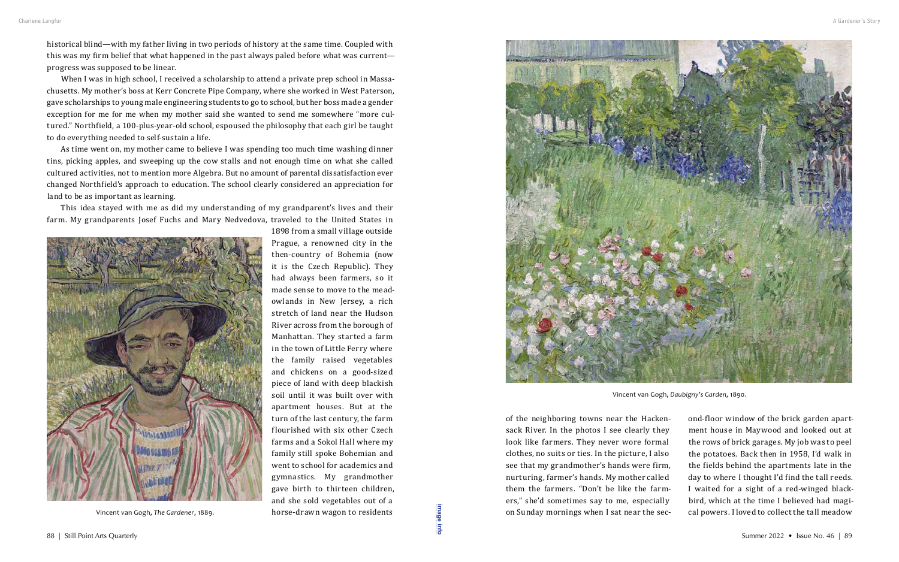historical blind—with my father living in two periods of history at the same time. Coupled with this was my firm belief that what happened in the past always paled before what was current—progress was supposed to be linear.

When I was in high school, I received a scholarship to attend a private prep school in Massachusetts. My mother's boss at Kerr Concrete Pipe Company, where she worked in West Paterson, gave scholarships to young male engineering students to go to school, but her boss made a gender exception for me for me when my mother said she wanted to send me somewhere "more cultured." Northfield, a 100-plus-year-old school, espoused the philosophy that each girl be taught to do everything needed to self-sustain a life.

As time went on, my mother came to believe I was spending too much time washing dinner tins, picking apples, and sweeping up the cow stalls and not enough time on what she called cultured activities, not to mention more Algebra. But no amount of parental dissatisfaction ever changed Northfield's approach to education. The school clearly considered an appreciation for land to be as important as learning.

This idea stayed with me as did my understanding of my grandparent's lives and their farm. My grandparents Josef Fuchs and Mary Nedvedova, traveled to the United States in 1898 from a small village outside Prague, a renowned city in the then-country of Bohemia (now it is the Czech Republic). They had always been farmers, so it made sense to move to the meadowlands in New Jersey, a rich stretch of land near the Hudson River across from the borough of Manhattan. They started a farm in the town of Little Ferry where the family raised vegetables and chickens on a good-sized piece of land with deep blackish soil until it was built over with apartment houses. But at the turn of the last century, the farm flourished with six other Czech farms and a Sokol Hall where my family still spoke Bohemian and went to school for academics and gymnastics. My grandmother gave birth to thirteen children, and she sold vegetables out of a horse-drawn wagon to residents of the neighboring towns near the Hackensack River. In the photos I see clearly they look like farmers. They never wore formal clothes, no suits or ties. In the picture, I also see that my grandmother's hands were firm, nurturing, farmer's hands. My mother called them the farmers. "Don't be like the farmers," she'd sometimes say to me, especially on Sunday mornings when I sat near the second-floor window of the brick garden apartment house in Maywood and looked out at the rows of brick garages. My job was to peel the potatoes. Back then in 1958, I'd walk in the fields behind the apartments late in the day to where I thought I'd find the tall reeds. I waited for a sight of a red-winged blackbird, which at the time I believed had magical powers. I loved to collect the tall meadow

Vincent van Gogh, *The Gardener*, 1889.

Vincent van Gogh, *Daubigny's Garden*, 1890.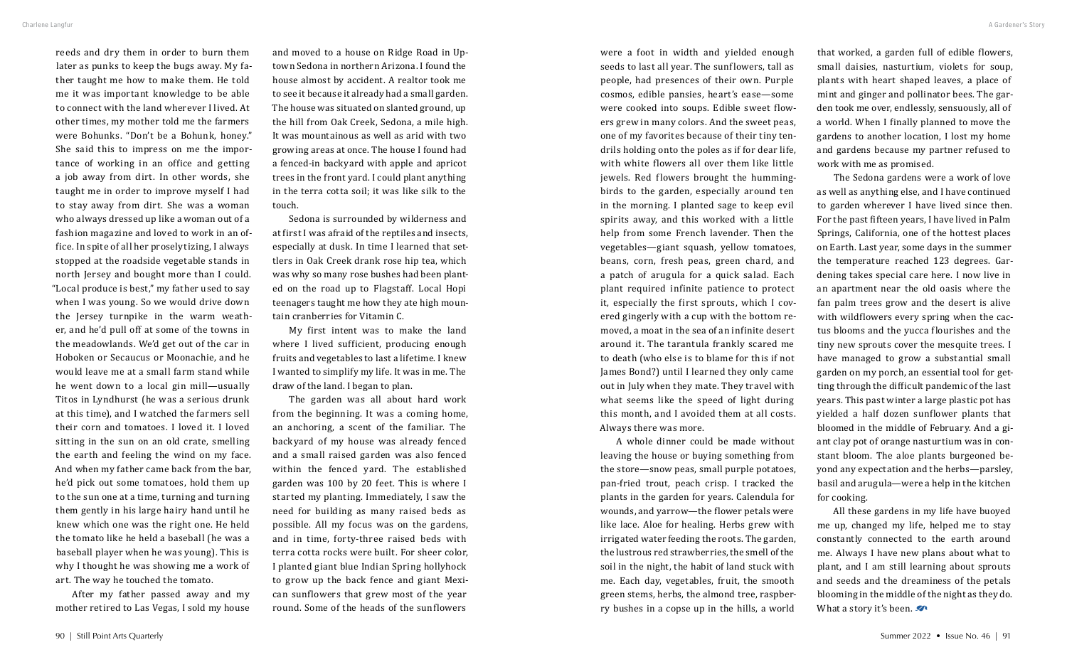reeds and dry them in order to burn them later as punks to keep the bugs away. My father taught me how to make them. He told me it was important knowledge to be able to connect with the land wherever I lived. At other times, my mother told me the farmers were Bohunks. "Don't be a Bohunk, honey." She said this to impress on me the importance of working in an office and getting a job away from dirt. In other words, she taught me in order to improve myself I had to stay away from dirt. She was a woman who always dressed up like a woman out of a fashion magazine and loved to work in an office. In spite of all her proselytizing, I always stopped at the roadside vegetable stands in north Jersey and bought more than I could. "Local produce is best," my father used to say when I was young. So we would drive down the Jersey turnpike in the warm weather, and he'd pull off at some of the towns in the meadowlands. We'd get out of the car in Hoboken or Secaucus or Moonachie, and he would leave me at a small farm stand while he went down to a local gin mill—usually Titos in Lyndhurst (he was a serious drunk at this time), and I watched the farmers sell their corn and tomatoes. I loved it. I loved sitting in the sun on an old crate, smelling the earth and feeling the wind on my face. And when my father came back from the bar, he'd pick out some tomatoes, hold them up to the sun one at a time, turning and turning them gently in his large hairy hand until he knew which one was the right one. He held the tomato like he held a baseball (he was a baseball player when he was young). This is why I thought he was showing me a work of art. The way he touched the tomato.

After my father passed away and my mother retired to Las Vegas, I sold my house and moved to a house on Ridge Road in Uptown Sedona in northern Arizona. I found the house almost by accident. A realtor took me to see it because it already had a small garden. The house was situated on slanted ground, up the hill from Oak Creek, Sedona, a mile high. It was mountainous as well as arid with two growing areas at once. The house I found had a fenced-in backyard with apple and apricot trees in the front yard. I could plant anything in the terra cotta soil; it was like silk to the touch.

Sedona is surrounded by wilderness and at first I was afraid of the reptiles and insects, especially at dusk. In time I learned that settlers in Oak Creek drank rose hip tea, which was why so many rose bushes had been planted on the road up to Flagstaff. Local Hopi teenagers taught me how they ate high mountain cranberries for Vitamin C.

My first intent was to make the land where I lived sufficient, producing enough fruits and vegetables to last a lifetime. I knew I wanted to simplify my life. It was in me. The draw of the land. I began to plan.

The garden was all about hard work from the beginning. It was a coming home, an anchoring, a scent of the familiar. The backyard of my house was already fenced and a small raised garden was also fenced within the fenced yard. The established garden was 100 by 20 feet. This is where I started my planting. Immediately, I saw the need for building as many raised beds as possible. All my focus was on the gardens, and in time, forty-three raised beds with terra cotta rocks were built. For sheer color, I planted giant blue Indian Spring hollyhock to grow up the back fence and giant Mexican sunflowers that grew most of the year round. Some of the heads of the sunflowers were a foot in width and yielded enough seeds to last all year. The sunflowers, tall as people, had presences of their own. Purple cosmos, edible pansies, heart's ease—some were cooked into soups. Edible sweet flowers grew in many colors. And the sweet peas, one of my favorites because of their tiny tendrils holding onto the poles as if for dear life, with white flowers all over them like little jewels. Red flowers brought the hummingbirds to the garden, especially around ten in the morning. I planted sage to keep evil spirits away, and this worked with a little help from some French lavender. Then the vegetables—giant squash, yellow tomatoes, beans, corn, fresh peas, green chard, and a patch of arugula for a quick salad. Each plant required infinite patience to protect it, especially the first sprouts, which I covered gingerly with a cup with the bottom removed, a moat in the sea of an infinite desert around it. The tarantula frankly scared me to death (who else is to blame for this if not James Bond?) until I learned they only came out in July when they mate. They travel with what seems like the speed of light during this month, and I avoided them at all costs. Always there was more.

A whole dinner could be made without leaving the house or buying something from the store—snow peas, small purple potatoes, pan-fried trout, peach crisp. I tracked the plants in the garden for years. Calendula for wounds, and yarrow—the flower petals were like lace. Aloe for healing. Herbs grew with irrigated water feeding the roots. The garden, the lustrous red strawberries, the smell of the soil in the night, the habit of land stuck with me. Each day, vegetables, fruit, the smooth green stems, herbs, the almond tree, raspberry bushes in a copse up in the hills, a world that worked, a garden full of edible flowers, small daisies, nasturtium, violets for soup, plants with heart shaped leaves, a place of mint and ginger and pollinator bees. The garden took me over, endlessly, sensuously, all of a world. When I finally planned to move the gardens to another location, I lost my home and gardens because my partner refused to work with me as promised.

The Sedona gardens were a work of love as well as anything else, and I have continued to garden wherever I have lived since then. For the past fifteen years, I have lived in Palm Springs, California, one of the hottest places on Earth. Last year, some days in the summer the temperature reached 123 degrees. Gardening takes special care here. I now live in an apartment near the old oasis where the fan palm trees grow and the desert is alive with wildflowers every spring when the cactus blooms and the yucca flourishes and the tiny new sprouts cover the mesquite trees. I have managed to grow a substantial small garden on my porch, an essential tool for getting through the difficult pandemic of the last years. This past winter a large plastic pot has yielded a half dozen sunflower plants that bloomed in the middle of February. And a giant clay pot of orange nasturtium was in constant bloom. The aloe plants burgeoned beyond any expectation and the herbs—parsley, basil and arugula—were a help in the kitchen for cooking.

All these gardens in my life have buoyed me up, changed my life, helped me to stay constantly connected to the earth around me. Always I have new plans about what to plant, and I am still learning about sprouts and seeds and the dreaminess of the petals blooming in the middle of the night as they do. What a story it's been.